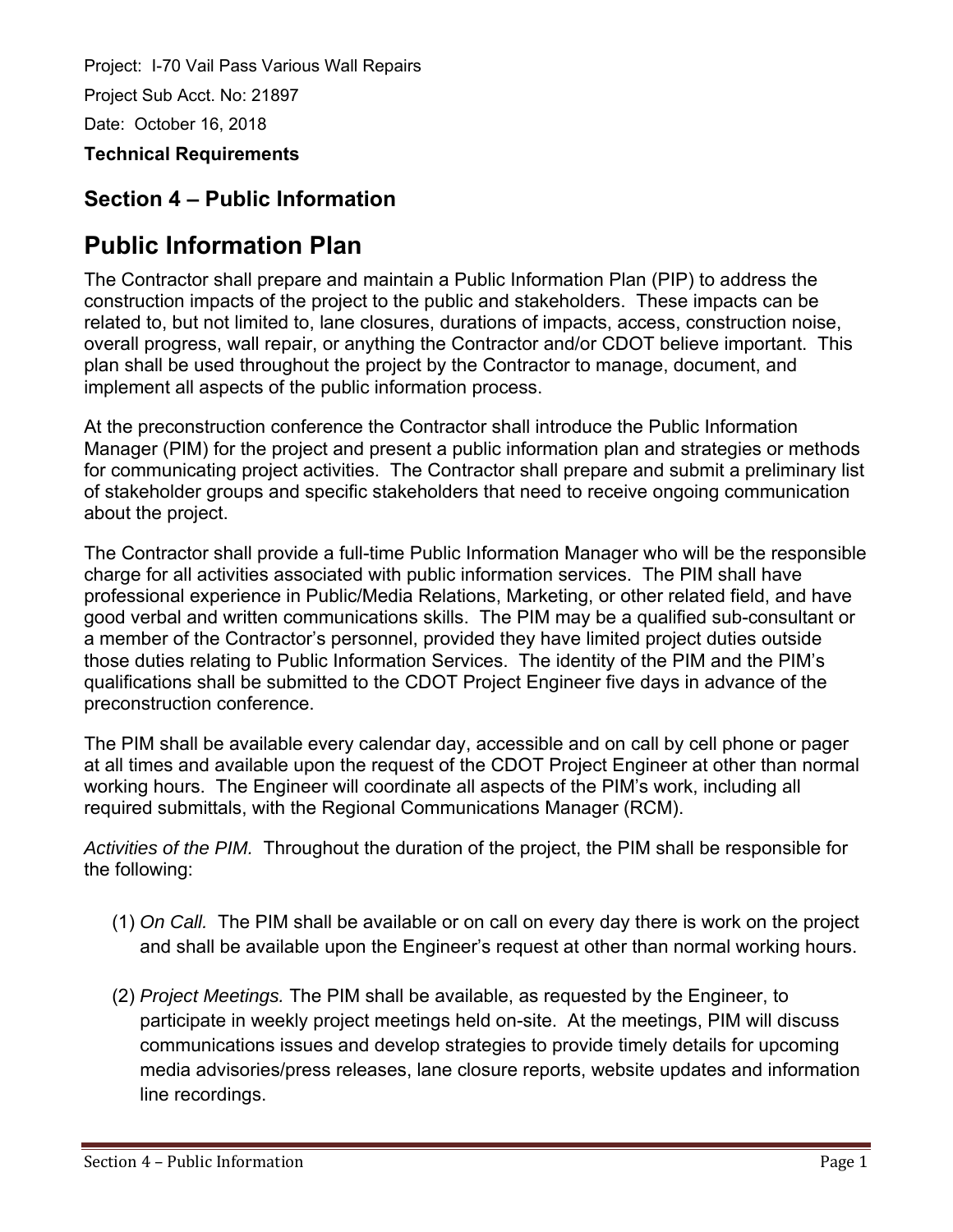Project: I-70 Vail Pass Various Wall Repairs

Project Sub Acct. No: 21897

Date: October 16, 2018

**Technical Requirements**

## Section 4 – Public Information

# Public Information Plan

The Contractor shall prepare and maintain a Public Information Plan (PIP) to address the construction impacts of the project to the public and stakeholders. These impacts can be related to, but not limited to, lane closures, durations of impacts, access, construction noise, overall progress, wall repair, or anything the Contractor and/or CDOT believe important. This plan shall be used throughout the project by the Contractor to manage, document, and implement all aspects of the public information process.

At the preconstruction conference the Contractor shall introduce the Public Information Manager (PIM) for the project and present a public information plan and strategies or methods for communicating project activities. The Contractor shall prepare and submit a preliminary list of stakeholder groups and specific stakeholders that need to receive ongoing communication about the project.

The Contractor shall provide a full-time Public Information Manager who will be the responsible charge for all activities associated with public information services. The PIM shall have professional experience in Public/Media Relations, Marketing, or other related field, and have good verbal and written communications skills. The PIM may be a qualified sub-consultant or a member of the Contractor's personnel, provided they have limited project duties outside those duties relating to Public Information Services. The identity of the PIM and the PIM's qualifications shall be submitted to the CDOT Project Engineer five days in advance of the preconstruction conference.

The PIM shall be available every calendar day, accessible and on call by cell phone or pager at all times and available upon the request of the CDOT Project Engineer at other than normal working hours. The Engineer will coordinate all aspects of the PIM's work, including all required submittals, with the Regional Communications Manager (RCM).

*Activities of the PIM.* Throughout the duration of the project, the PIM shall be responsible for the following:

(1) *On Call.* The PIM shall be available or on call on every day there is work on the project and shall be available upon the Engineer's request at other than normal working hours.

(2) *Project Meetings.* The PIM shall be available, as requested by the Engineer, to participate in weekly project meetings held on-site. At the meetings, PIM will discuss communications issues and develop strategies to provide timely details for upcoming media advisories/press releases, lane closure reports, website updates and information line recordings.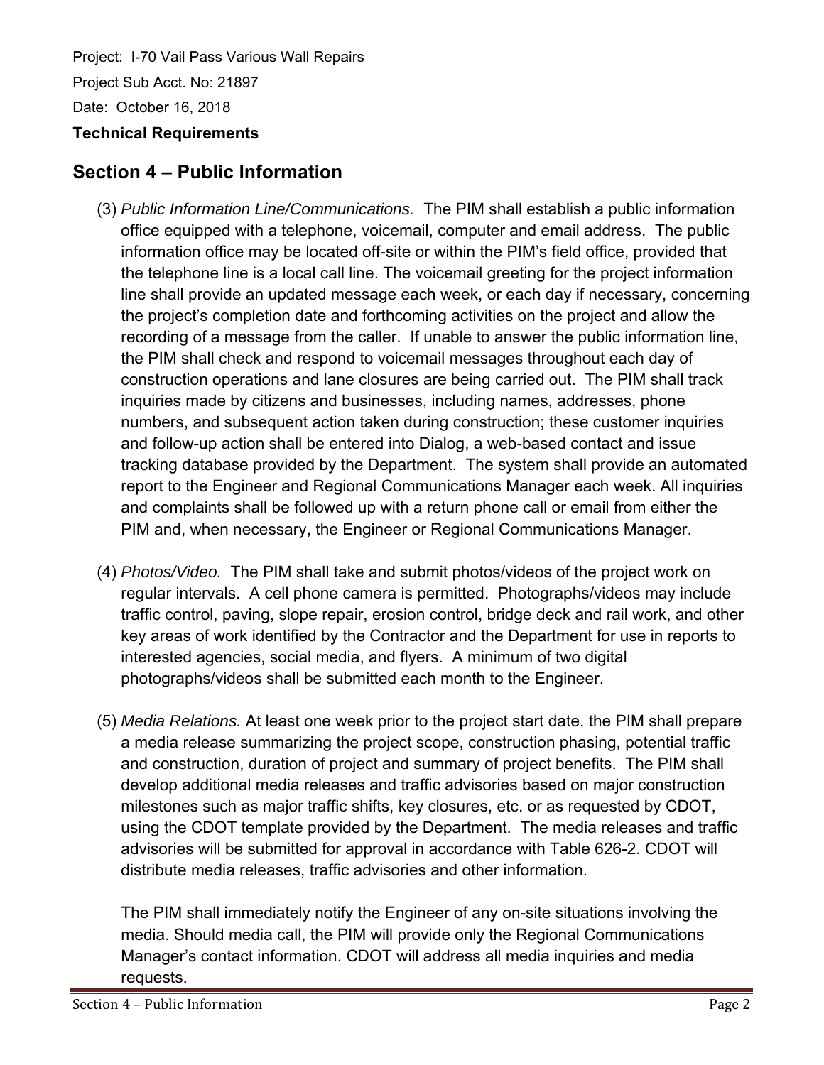Project: I-70 Vail Pass Various Wall Repairs

Project Sub Acct. No: 21897

Date: October 16, 2018

**Technical Requirements**

## Section 4 – Public Information

(3) *Public Information Line/Communications.* The PIM shall establish a public information office equipped with a telephone, voicemail, computer and email address. The public information office may be located off-site or within the PIM's field office, provided that the telephone line is a local call line. The voicemail greeting for the project information line shall provide an updated message each week, or each day if necessary, concerning the project's completion date and forthcoming activities on the project and allow the recording of a message from the caller. If unable to answer the public information line, the PIM shall check and respond to voicemail messages throughout each day of construction operations and lane closures are being carried out. The PIM shall track inquiries made by citizens and businesses, including names, addresses, phone numbers, and subsequent action taken during construction; these customer inquiries and follow-up action shall be entered into Dialog, a web-based contact and issue tracking database provided by the Department. The system shall provide an automated report to the Engineer and Regional Communications Manager each week. All inquiries and complaints shall be followed up with a return phone call or email from either the PIM and, when necessary, the Engineer or Regional Communications Manager.

(4) *Photos/Video.* The PIM shall take and submit photos/videos of the project work on regular intervals. A cell phone camera is permitted. Photographs/videos may include traffic control, paving, slope repair, erosion control, bridge deck and rail work, and other key areas of work identified by the Contractor and the Department for use in reports to interested agencies, social media, and flyers. A minimum of two digital photographs/videos shall be submitted each month to the Engineer.

(5) *Media Relations.* At least one week prior to the project start date, the PIM shall prepare a media release summarizing the project scope, construction phasing, potential traffic and construction, duration of project and summary of project benefits. The PIM shall develop additional media releases and traffic advisories based on major construction milestones such as major traffic shifts, key closures, etc. or as requested by CDOT, using the CDOT template provided by the Department. The media releases and traffic advisories will be submitted for approval in accordance with Table 626-2. CDOT will distribute media releases, traffic advisories and other information.

The PIM shall immediately notify the Engineer of any on-site situations involving the media. Should media call, the PIM will provide only the Regional Communications Manager's contact information. CDOT will address all media inquiries and media requests.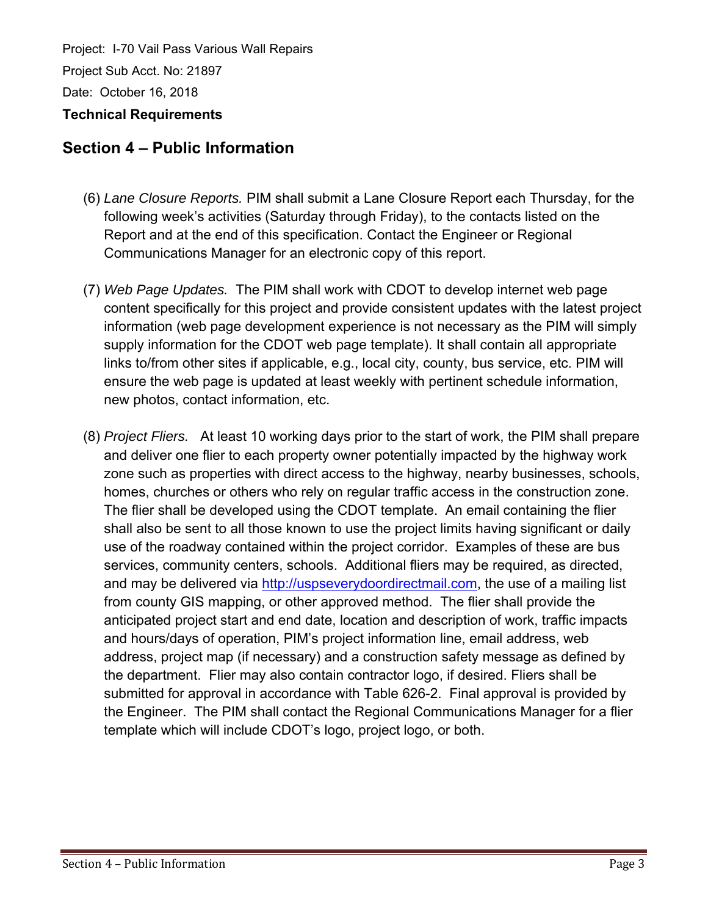Project: I-70 Vail Pass Various Wall Repairs

Project Sub Acct. No: 21897

Date: October 16, 2018

**Technical Requirements**

## Section 4 – Public Information

(6) *Lane Closure Reports.* PIM shall submit a Lane Closure Report each Thursday, for the following week's activities (Saturday through Friday), to the contacts listed on the Report and at the end of this specification. Contact the Engineer or Regional Communications Manager for an electronic copy of this report.

(7) *Web Page Updates.* The PIM shall work with CDOT to develop internet web page content specifically for this project and provide consistent updates with the latest project information (web page development experience is not necessary as the PIM will simply supply information for the CDOT web page template). It shall contain all appropriate links to/from other sites if applicable, e.g., local city, county, bus service, etc. PIM will ensure the web page is updated at least weekly with pertinent schedule information, new photos, contact information, etc.

(8) *Project Fliers.* At least 10 working days prior to the start of work, the PIM shall prepare and deliver one flier to each property owner potentially impacted by the highway work zone such as properties with direct access to the highway, nearby businesses, schools, homes, churches or others who rely on regular traffic access in the construction zone. The flier shall be developed using the CDOT template. An email containing the flier shall also be sent to all those known to use the project limits having significant or daily use of the roadway contained within the project corridor. Examples of these are bus services, community centers, schools. Additional fliers may be required, as directed, and may be delivered via [http://uspseverydoordirectmail.com](http://uspseverydoordirectmail.com), the use of a mailing list from county GIS mapping, or other approved method. The flier shall provide the anticipated project start and end date, location and description of work, traffic impacts and hours/days of operation, PIM's project information line, email address, web address, project map (if necessary) and a construction safety message as defined by the department. Flier may also contain contractor logo, if desired. Fliers shall be submitted for approval in accordance with Table 626-2. Final approval is provided by the Engineer. The PIM shall contact the Regional Communications Manager for a flier template which will include CDOT's logo, project logo, or both.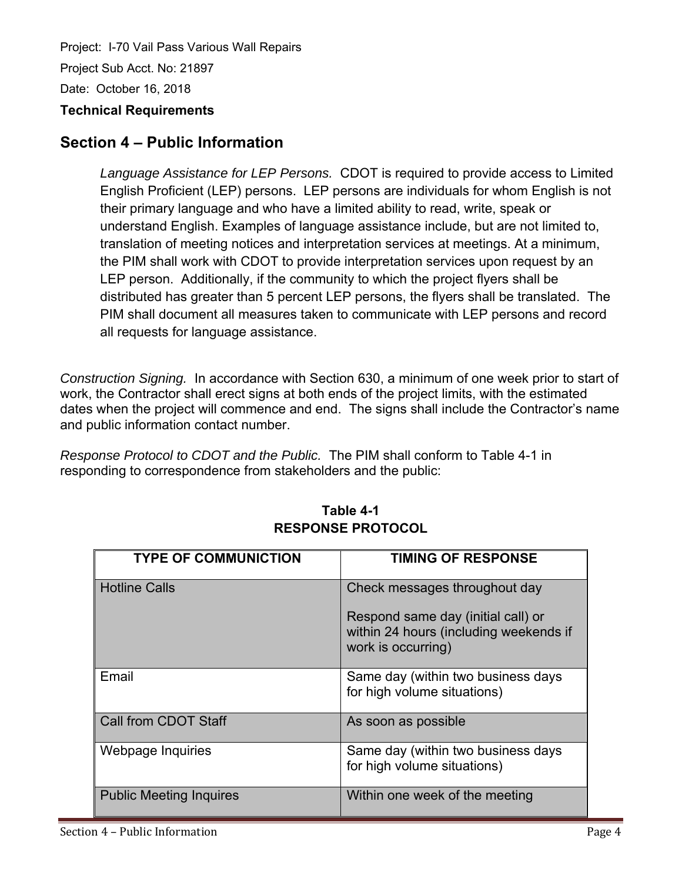Project: I-70 Vail Pass Various Wall Repairs

Project Sub Acct. No: 21897

Date: October 16, 2018

**Technical Requirements**

## Section 4 – Public Information

*Language Assistance for LEP Persons.* CDOT is required to provide access to Limited English Proficient (LEP) persons. LEP persons are individuals for whom English is not their primary language and who have a limited ability to read, write, speak or understand English. Examples of language assistance include, but are not limited to, translation of meeting notices and interpretation services at meetings. At a minimum, the PIM shall work with CDOT to provide interpretation services upon request by an LEP person. Additionally, if the community to which the project flyers shall be distributed has greater than 5 percent LEP persons, the flyers shall be translated. The PIM shall document all measures taken to communicate with LEP persons and record all requests for language assistance.

*Construction Signing.* In accordance with Section 630, a minimum of one week prior to start of work, the Contractor shall erect signs at both ends of the project limits, with the estimated dates when the project will commence and end. The signs shall include the Contractor's name and public information contact number.

*Response Protocol to CDOT and the Public.* The PIM shall conform to Table 4-1 in responding to correspondence from stakeholders and the public:

**Table 4-1**
**RESPONSE PROTOCOL**

| TYPE OF COMMUNICTION | TIMING OF RESPONSE |
| --- | --- |
| Hotline Calls | Check messages throughout day<br><br>Respond same day (initial call) or within 24 hours (including weekends if work is occurring) |
| Email | Same day (within two business days for high volume situations) |
| Call from CDOT Staff | As soon as possible |
| Webpage Inquiries | Same day (within two business days for high volume situations) |
| Public Meeting Inquires | Within one week of the meeting |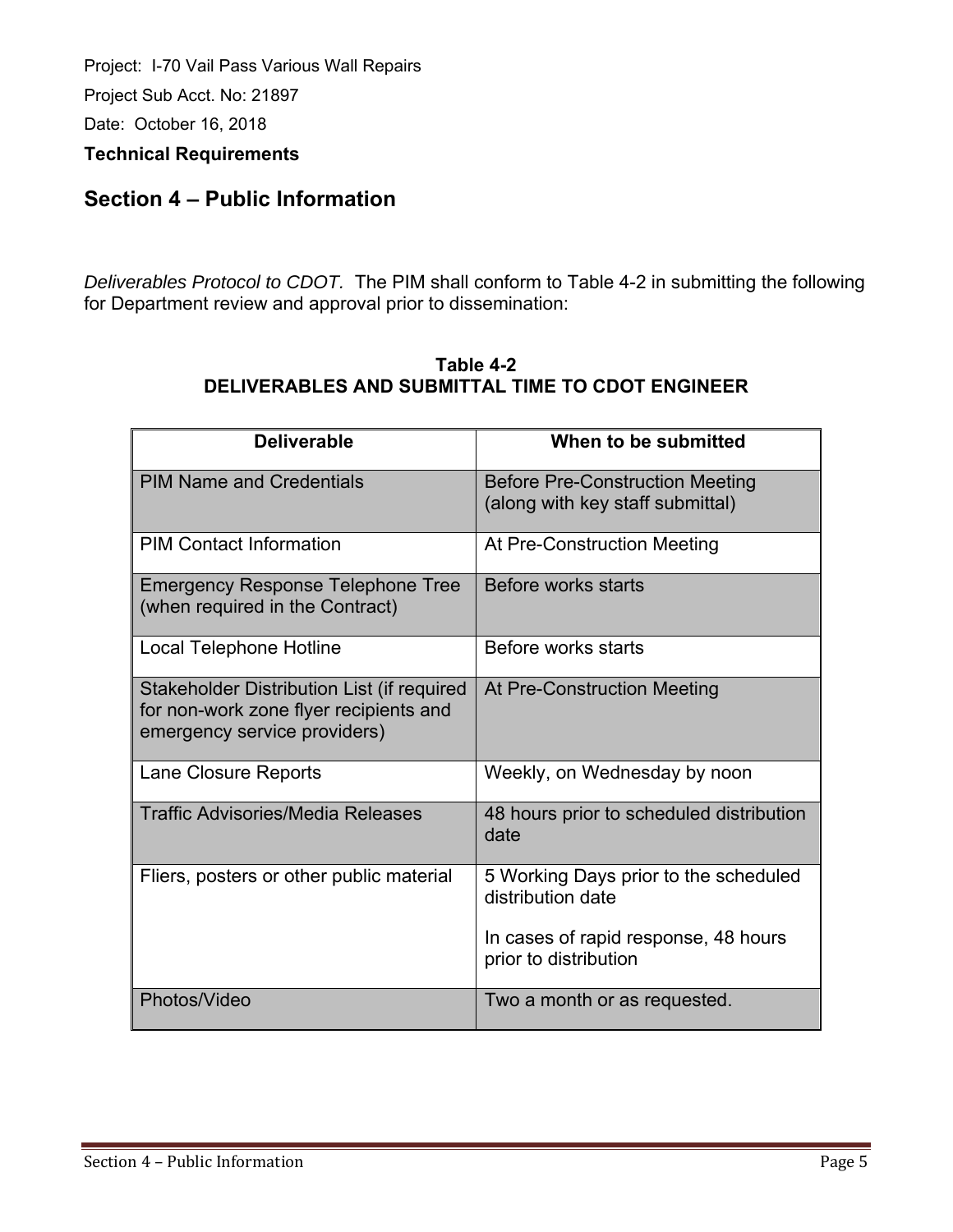Project: I-70 Vail Pass Various Wall Repairs

Project Sub Acct. No: 21897

Date: October 16, 2018

**Technical Requirements**

## Section 4 – Public Information

*Deliverables Protocol to CDOT.* The PIM shall conform to Table 4-2 in submitting the following for Department review and approval prior to dissemination:

**Table 4-2**
**DELIVERABLES AND SUBMITTAL TIME TO CDOT ENGINEER**

| Deliverable | When to be submitted |
|---|---|
| PIM Name and Credentials | Before Pre-Construction Meeting (along with key staff submittal) |
| PIM Contact Information | At Pre-Construction Meeting |
| Emergency Response Telephone Tree (when required in the Contract) | Before works starts |
| Local Telephone Hotline | Before works starts |
| Stakeholder Distribution List (if required for non-work zone flyer recipients and emergency service providers) | At Pre-Construction Meeting |
| Lane Closure Reports | Weekly, on Wednesday by noon |
| Traffic Advisories/Media Releases | 48 hours prior to scheduled distribution date |
| Fliers, posters or other public material | 5 Working Days prior to the scheduled distribution date<br><br>In cases of rapid response, 48 hours prior to distribution |
| Photos/Video | Two a month or as requested. |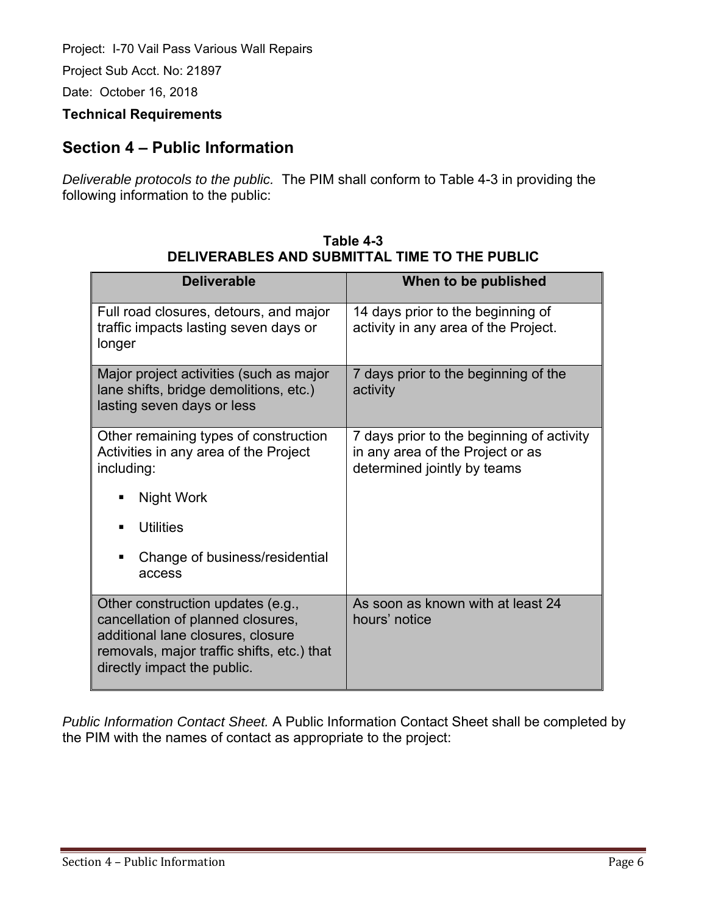Project: I-70 Vail Pass Various Wall Repairs

Project Sub Acct. No: 21897

Date: October 16, 2018

**Technical Requirements**

## Section 4 – Public Information

*Deliverable protocols to the public.* The PIM shall conform to Table 4-3 in providing the following information to the public:

**Table 4-3**
**DELIVERABLES AND SUBMITTAL TIME TO THE PUBLIC**

| Deliverable | When to be published |
|---|---|
| Full road closures, detours, and major traffic impacts lasting seven days or longer | 14 days prior to the beginning of activity in any area of the Project. |
| Major project activities (such as major lane shifts, bridge demolitions, etc.) lasting seven days or less | 7 days prior to the beginning of the activity |
| Other remaining types of construction Activities in any area of the Project including: <br>▪ Night Work <br>▪ Utilities <br>▪ Change of business/residential access | 7 days prior to the beginning of activity in any area of the Project or as determined jointly by teams |
| Other construction updates (e.g., cancellation of planned closures, additional lane closures, closure removals, major traffic shifts, etc.) that directly impact the public. | As soon as known with at least 24 hours' notice |

*Public Information Contact Sheet.* A Public Information Contact Sheet shall be completed by the PIM with the names of contact as appropriate to the project: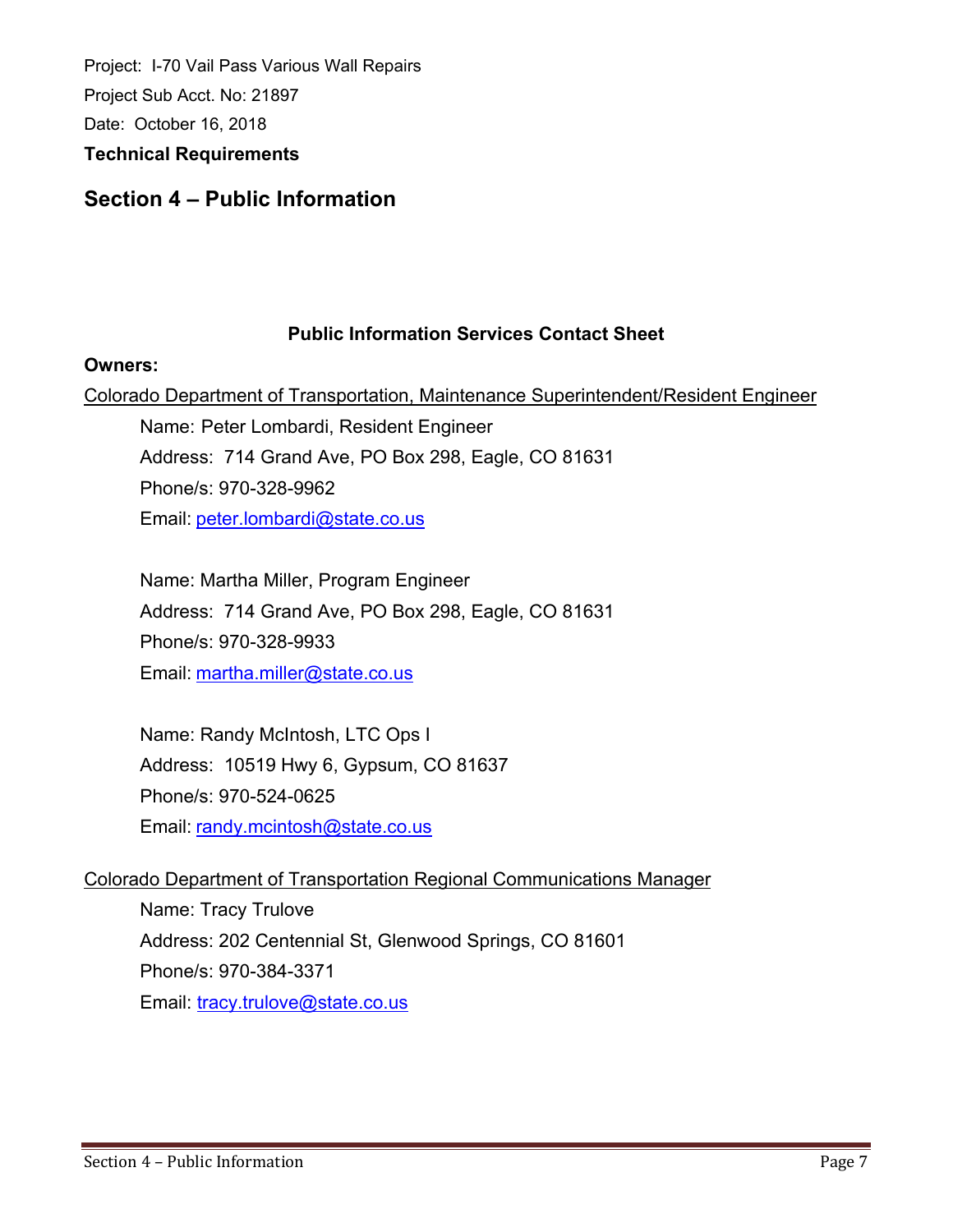Project: I-70 Vail Pass Various Wall Repairs

Project Sub Acct. No: 21897

Date: October 16, 2018

**Technical Requirements**

## Section 4 – Public Information

### Public Information Services Contact Sheet

**Owners:**

Colorado Department of Transportation, Maintenance Superintendent/Resident Engineer

Name: Peter Lombardi, Resident Engineer
Address: 714 Grand Ave, PO Box 298, Eagle, CO 81631
Phone/s: 970-328-9962
Email: peter.lombardi@state.co.us

Name: Martha Miller, Program Engineer
Address: 714 Grand Ave, PO Box 298, Eagle, CO 81631
Phone/s: 970-328-9933
Email: martha.miller@state.co.us

Name: Randy McIntosh, LTC Ops I
Address: 10519 Hwy 6, Gypsum, CO 81637
Phone/s: 970-524-0625
Email: randy.mcintosh@state.co.us

Colorado Department of Transportation Regional Communications Manager

Name: Tracy Trulove
Address: 202 Centennial St, Glenwood Springs, CO 81601
Phone/s: 970-384-3371
Email: tracy.trulove@state.co.us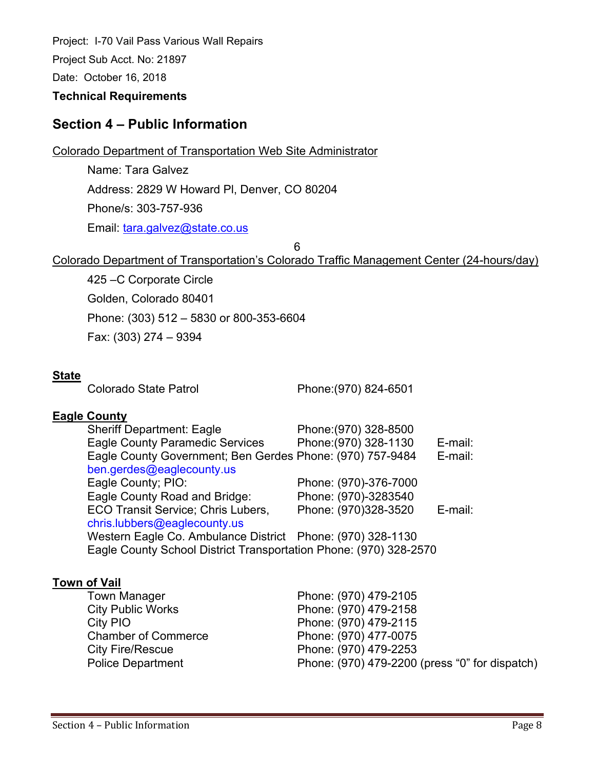Project: I-70 Vail Pass Various Wall Repairs

Project Sub Acct. No: 21897

Date: October 16, 2018

**Technical Requirements**

## Section 4 – Public Information

Colorado Department of Transportation Web Site Administrator

Name: Tara Galvez

Address: 2829 W Howard Pl, Denver, CO 80204

Phone/s: 303-757-936

6

Email: tara.galvez@state.co.us

Colorado Department of Transportation's Colorado Traffic Management Center (24-hours/day)

425 –C Corporate Circle

Golden, Colorado 80401

Phone: (303) 512 – 5830 or 800-353-6604

Fax: (303) 274 – 9394

**State**

| | | |
|---|---|---|
| Colorado State Patrol | Phone:(970) 824-6501 | |

**Eagle County**

| | | |
|---|---|---|
| Sheriff Department: Eagle | Phone:(970) 328-8500 | |
| Eagle County Paramedic Services | Phone:(970) 328-1130 | E-mail: |
| Eagle County Government; Ben Gerdes | Phone: (970) 757-9484 | E-mail: ben.gerdes@eaglecounty.us |
| Eagle County; PIO: | Phone: (970)-376-7000 | |
| Eagle County Road and Bridge: | Phone: (970)-3283540 | |
| ECO Transit Service; Chris Lubers, | Phone: (970)328-3520 | E-mail: chris.lubbers@eaglecounty.us |
| Western Eagle Co. Ambulance District | Phone: (970) 328-1130 | |
| Eagle County School District Transportation | Phone: (970) 328-2570 | |

**Town of Vail**

| | |
|---|---|
| Town Manager | Phone: (970) 479-2105 |
| City Public Works | Phone: (970) 479-2158 |
| City PIO | Phone: (970) 479-2115 |
| Chamber of Commerce | Phone: (970) 477-0075 |
| City Fire/Rescue | Phone: (970) 479-2253 |
| Police Department | Phone: (970) 479-2200 (press "0" for dispatch) |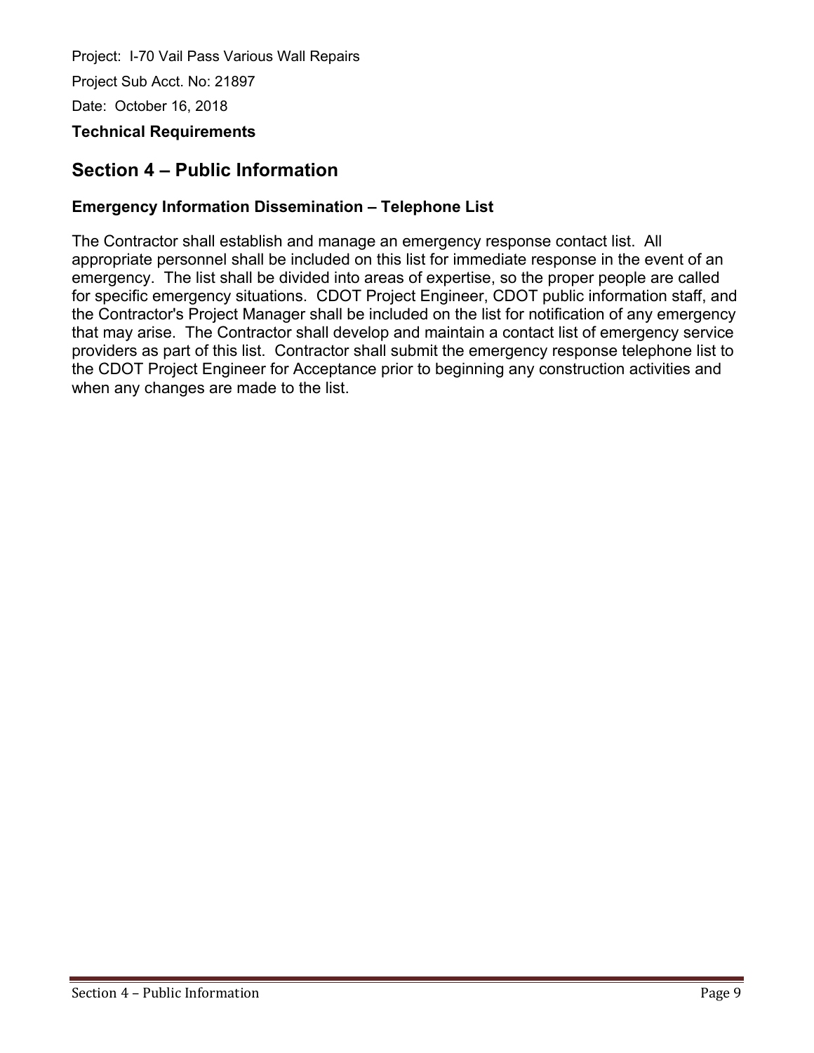Project: I-70 Vail Pass Various Wall Repairs

Project Sub Acct. No: 21897

Date: October 16, 2018

**Technical Requirements**

## Section 4 – Public Information

### Emergency Information Dissemination – Telephone List

The Contractor shall establish and manage an emergency response contact list. All appropriate personnel shall be included on this list for immediate response in the event of an emergency. The list shall be divided into areas of expertise, so the proper people are called for specific emergency situations. CDOT Project Engineer, CDOT public information staff, and the Contractor's Project Manager shall be included on the list for notification of any emergency that may arise. The Contractor shall develop and maintain a contact list of emergency service providers as part of this list. Contractor shall submit the emergency response telephone list to the CDOT Project Engineer for Acceptance prior to beginning any construction activities and when any changes are made to the list.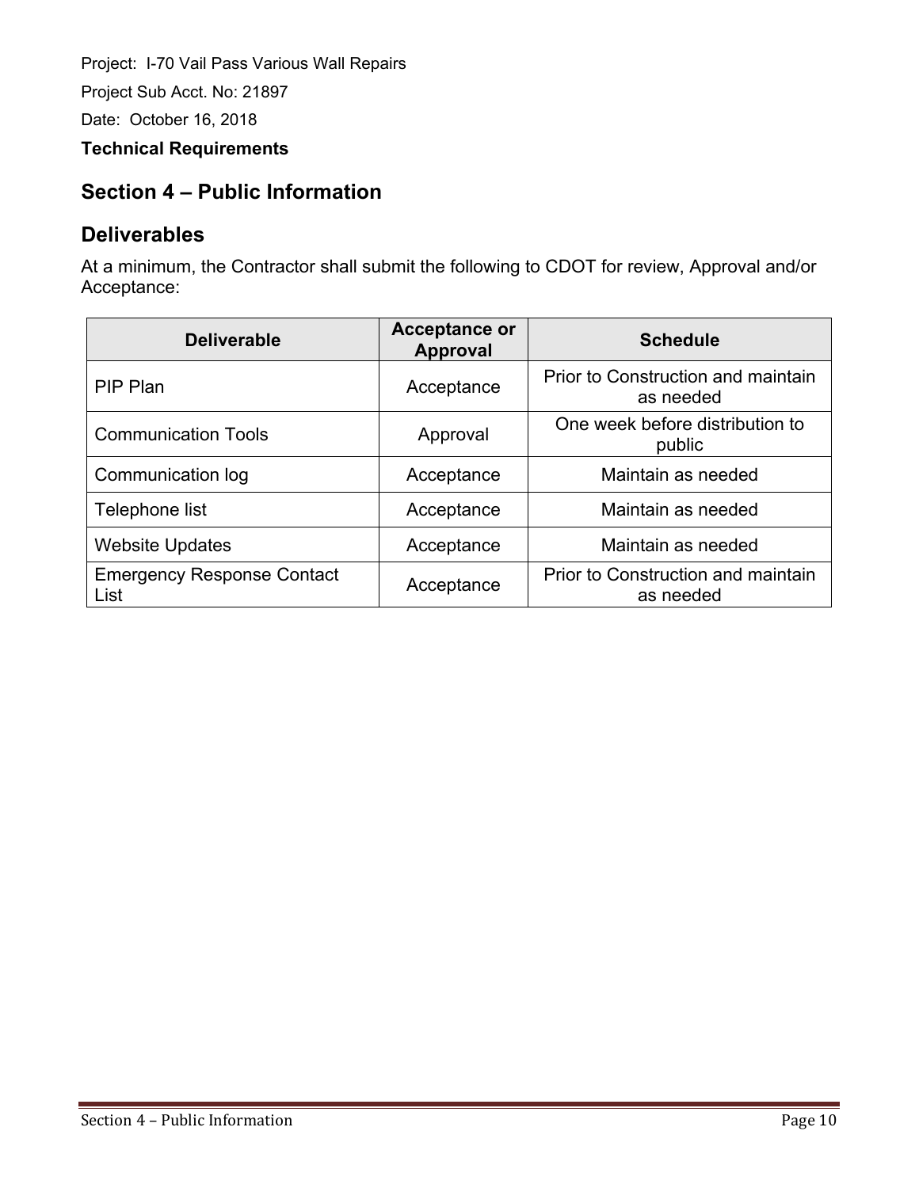Project: I-70 Vail Pass Various Wall Repairs

Project Sub Acct. No: 21897

Date: October 16, 2018

**Technical Requirements**

## Section 4 – Public Information

## Deliverables

At a minimum, the Contractor shall submit the following to CDOT for review, Approval and/or Acceptance:

| Deliverable | Acceptance or Approval | Schedule |
| --- | --- | --- |
| PIP Plan | Acceptance | Prior to Construction and maintain as needed |
| Communication Tools | Approval | One week before distribution to public |
| Communication log | Acceptance | Maintain as needed |
| Telephone list | Acceptance | Maintain as needed |
| Website Updates | Acceptance | Maintain as needed |
| Emergency Response Contact List | Acceptance | Prior to Construction and maintain as needed |